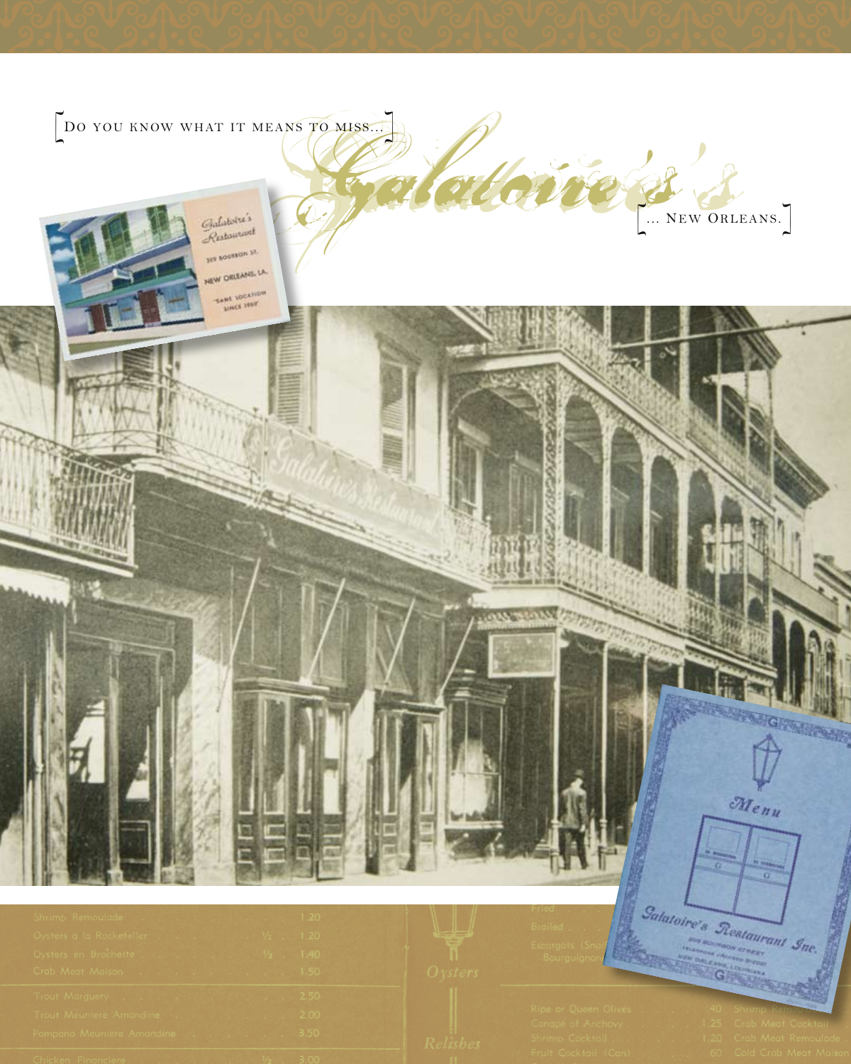[Do you know what it means to miss...]

# Galatoire's

[... New Orleans.]

Galatoire's Restaurant
209 Bourbon St.
New Orleans, La.
"Same location since 1905"

Galatoire's Restaurant

Menu

Galatoire's Restaurant Inc.
209 Bourbon Street
New Orleans, Louisiana

| | | |
|---|---|---|
| Shrimp Remoulade | | 1.20 |
| Oysters a la Rockefeller | ½ | 1.20 |
| Oysters en Brochette | ½ | 1.40 |
| Crab Meat Maison | | 1.50 |
| Trout Marguery | | 2.50 |
| Trout Meuniere Amandine | | 2.00 |
| Pompano Meuniere Amandine | | 3.50 |
| Chicken Financiere | ½ | 3.00 |

Oysters

Relishes

Fried

Broiled

Escargots (Snai...
Bourguignon...

| | |
|---|---|
| Ripe or Queen Olives | .40 |
| Canape of Anchovy | 1.25 |
| Shrimp Cocktail | 1.20 |
| Fruit Cocktail (Can) | .60 |

Shrimp Remoulade
Crab Meat Cocktail
Crab Meat Remoulade
Cold Crab Meat Maison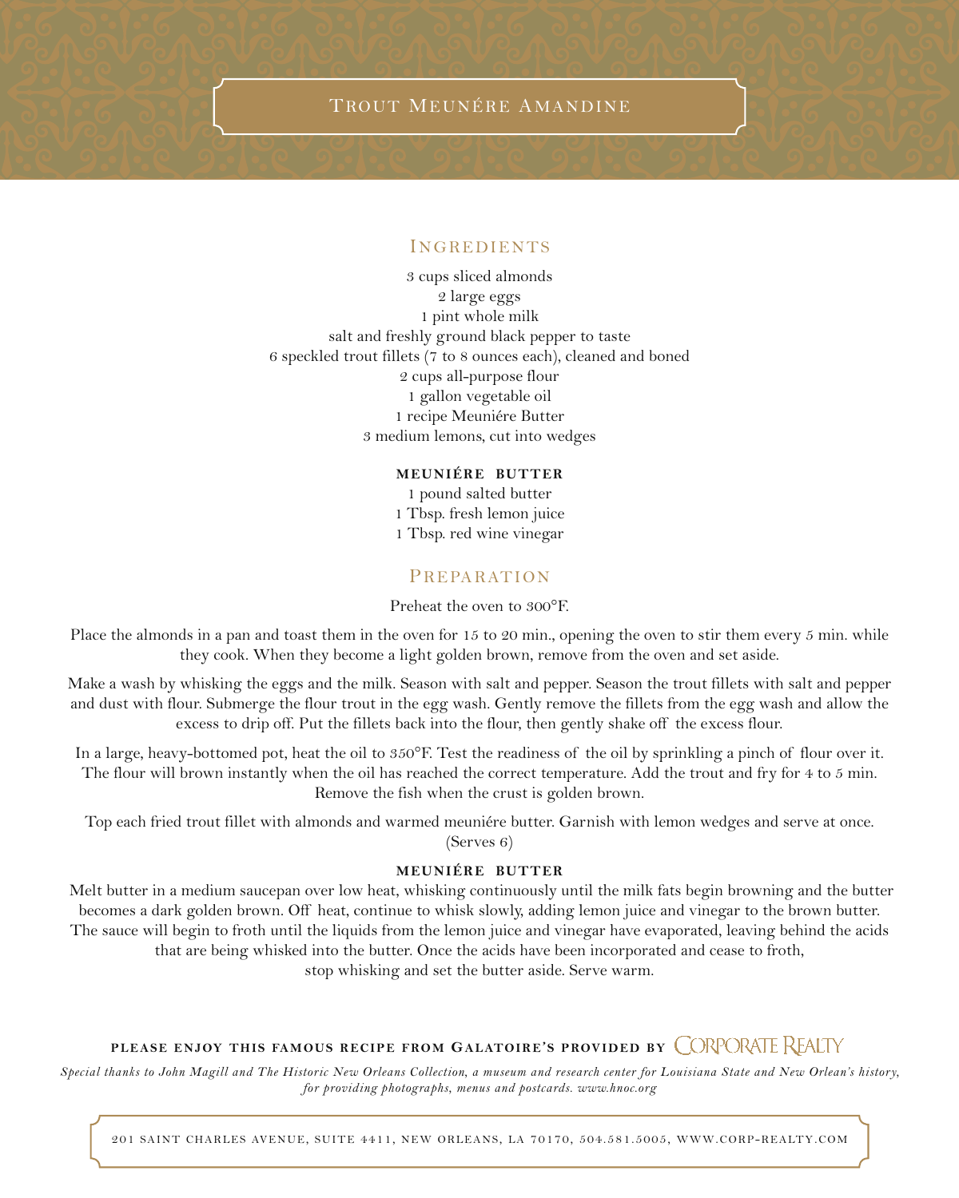# Trout Meunére Amandine

## Ingredients

3 cups sliced almonds
2 large eggs
1 pint whole milk
salt and freshly ground black pepper to taste
6 speckled trout fillets (7 to 8 ounces each), cleaned and boned
2 cups all-purpose flour
1 gallon vegetable oil
1 recipe Meuniére Butter
3 medium lemons, cut into wedges

**MEUNIÉRE BUTTER**

1 pound salted butter
1 Tbsp. fresh lemon juice
1 Tbsp. red wine vinegar

## Preparation

Preheat the oven to 300°F.

Place the almonds in a pan and toast them in the oven for 15 to 20 min., opening the oven to stir them every 5 min. while they cook. When they become a light golden brown, remove from the oven and set aside.

Make a wash by whisking the eggs and the milk. Season with salt and pepper. Season the trout fillets with salt and pepper and dust with flour. Submerge the flour trout in the egg wash. Gently remove the fillets from the egg wash and allow the excess to drip off. Put the fillets back into the flour, then gently shake off the excess flour.

In a large, heavy-bottomed pot, heat the oil to 350°F. Test the readiness of the oil by sprinkling a pinch of flour over it. The flour will brown instantly when the oil has reached the correct temperature. Add the trout and fry for 4 to 5 min. Remove the fish when the crust is golden brown.

Top each fried trout fillet with almonds and warmed meuniére butter. Garnish with lemon wedges and serve at once. (Serves 6)

**MEUNIÉRE BUTTER**

Melt butter in a medium saucepan over low heat, whisking continuously until the milk fats begin browning and the butter becomes a dark golden brown. Off heat, continue to whisk slowly, adding lemon juice and vinegar to the brown butter. The sauce will begin to froth until the liquids from the lemon juice and vinegar have evaporated, leaving behind the acids that are being whisked into the butter. Once the acids have been incorporated and cease to froth, stop whisking and set the butter aside. Serve warm.

**PLEASE ENJOY THIS FAMOUS RECIPE FROM GALATOIRE'S PROVIDED BY** CORPORATE REALTY

*Special thanks to John Magill and The Historic New Orleans Collection, a museum and research center for Louisiana State and New Orlean's history, for providing photographs, menus and postcards. www.hnoc.org*

201 SAINT CHARLES AVENUE, SUITE 4411, NEW ORLEANS, LA 70170, 504.581.5005, WWW.CORP-REALTY.COM